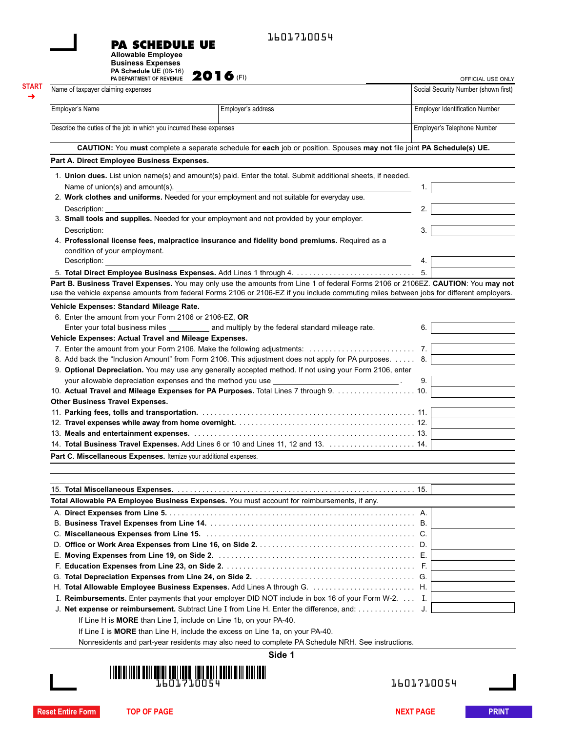1601710054

# PA SCHEDULE UE

**Allowable Employee Business Expenses**

PA Schedule UE (08-16)
PA DEPARTMENT OF REVENUE

**2016** (FI)

OFFICIAL USE ONLY

START →

| Name of taxpayer claiming expenses | | Social Security Number (shown first) |
|---|---|---|
| Employer's Name | Employer's address | Employer Identification Number |
| Describe the duties of the job in which you incurred these expenses | | Employer's Telephone Number |

**CAUTION:** You **must** complete a separate schedule for **each** job or position. Spouses **may not** file joint **PA Schedule(s) UE.**

**Part A. Direct Employee Business Expenses.**

1. **Union dues.** List union name(s) and amount(s) paid. Enter the total. Submit additional sheets, if needed.
   Name of union(s) and amount(s). ______ 1. ______
2. **Work clothes and uniforms.** Needed for your employment and not suitable for everyday use.
   Description: ______ 2. ______
3. **Small tools and supplies.** Needed for your employment and not provided by your employer.
   Description: ______ 3. ______
4. **Professional license fees, malpractice insurance and fidelity bond premiums.** Required as a condition of your employment.
   Description: ______ 4. ______
5. **Total Direct Employee Business Expenses.** Add Lines 1 through 4. . . . . 5. ______

**Part B. Business Travel Expenses.** You may only use the amounts from Line 1 of federal Forms 2106 or 2106EZ. **CAUTION**: You **may not** use the vehicle expense amounts from federal Forms 2106 or 2106-EZ if you include commuting miles between jobs for different employers.

**Vehicle Expenses: Standard Mileage Rate.**

6. Enter the amount from your Form 2106 or 2106-EZ, **OR**
   Enter your total business miles ______ and multiply by the federal standard mileage rate. 6. ______

**Vehicle Expenses: Actual Travel and Mileage Expenses.**

7. Enter the amount from your Form 2106. Make the following adjustments: . . . . . 7. ______
8. Add back the "Inclusion Amount" from Form 2106. This adjustment does not apply for PA purposes. . . . . 8. ______
9. **Optional Depreciation.** You may use any generally accepted method. If not using your Form 2106, enter your allowable depreciation expenses and the method you use ______. 9. ______
10. **Actual Travel and Mileage Expenses for PA Purposes.** Total Lines 7 through 9. . . . . 10. ______

**Other Business Travel Expenses.**

11. **Parking fees, tolls and transportation.** . . . . . 11. ______
12. **Travel expenses while away from home overnight.** . . . . . 12. ______
13. **Meals and entertainment expenses.** . . . . . 13. ______
14. **Total Business Travel Expenses.** Add Lines 6 or 10 and Lines 11, 12 and 13. . . . . 14. ______

**Part C. Miscellaneous Expenses.** Itemize your additional expenses.

______

15. **Total Miscellaneous Expenses.** . . . . . 15. ______

**Total Allowable PA Employee Business Expenses.** You must account for reimbursements, if any.

A. **Direct Expenses from Line 5.** . . . . . A. ______
B. **Business Travel Expenses from Line 14.** . . . . . B. ______
C. **Miscellaneous Expenses from Line 15.** . . . . . C. ______
D. **Office or Work Area Expenses from Line 16, on Side 2.** . . . . . D. ______
E. **Moving Expenses from Line 19, on Side 2.** . . . . . E. ______
F. **Education Expenses from Line 23, on Side 2.** . . . . . F. ______
G. **Total Depreciation Expenses from Line 24, on Side 2.** . . . . . G. ______
H. **Total Allowable Employee Business Expenses.** Add Lines A through G. . . . . H. ______
I. **Reimbursements.** Enter payments that your employer DID NOT include in box 16 of your Form W-2. . . . I. ______
J. **Net expense or reimbursement.** Subtract Line I from Line H. Enter the difference, and: . . . . . J. ______

If Line H is **MORE** than Line I, include on Line 1b, on your PA-40.

If Line I is **MORE** than Line H, include the excess on Line 1a, on your PA-40.

Nonresidents and part-year residents may also need to complete PA Schedule NRH. See instructions.

**Side 1**

1601710054

1601710054

Reset Entire Form TOP OF PAGE NEXT PAGE PRINT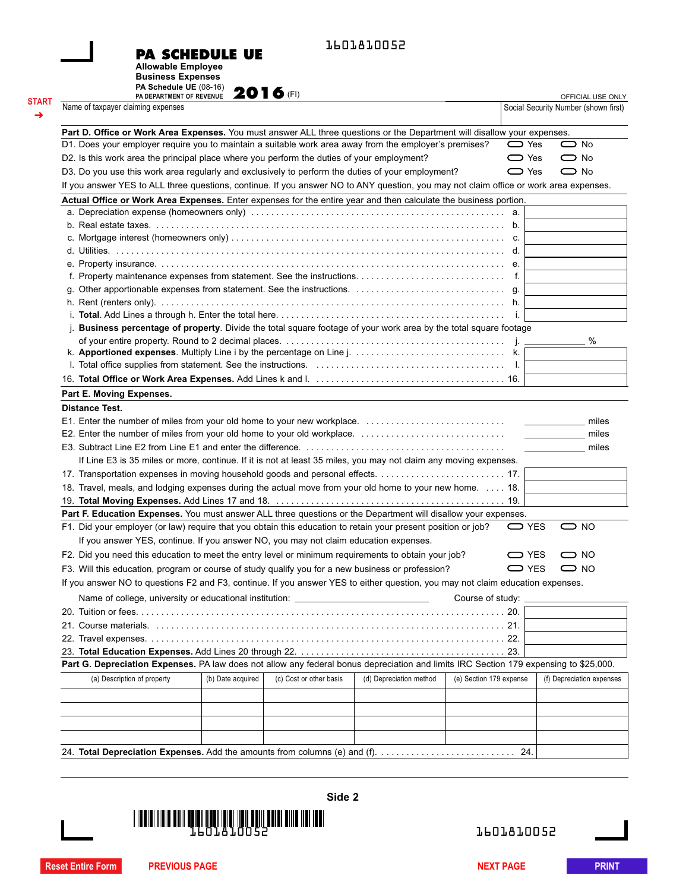1601810052

# PA SCHEDULE UE

**Allowable Employee Business Expenses**

PA Schedule UE (08-16)

PA DEPARTMENT OF REVENUE

**2016** (FI)

OFFICIAL USE ONLY

START →

Name of taxpayer claiming expenses | Social Security Number (shown first)

**Part D. Office or Work Area Expenses.** You must answer ALL three questions or the Department will disallow your expenses.

D1. Does your employer require you to maintain a suitable work area away from the employer's premises? ⬭ Yes ⬭ No

D2. Is this work area the principal place where you perform the duties of your employment? ⬭ Yes ⬭ No

D3. Do you use this work area regularly and exclusively to perform the duties of your employment? ⬭ Yes ⬭ No

If you answer YES to ALL three questions, continue. If you answer NO to ANY question, you may not claim office or work area expenses.

**Actual Office or Work Area Expenses.** Enter expenses for the entire year and then calculate the business portion.

a. Depreciation expense (homeowners only) . . . . . a.

b. Real estate taxes. . . . . b.

c. Mortgage interest (homeowners only) . . . . . c.

d. Utilities. . . . . d.

e. Property insurance. . . . . e.

f. Property maintenance expenses from statement. See the instructions. . . . . f.

g. Other apportionable expenses from statement. See the instructions. . . . . g.

h. Rent (renters only). . . . . h.

i. **Total**. Add Lines a through h. Enter the total here. . . . . i.

j. **Business percentage of property**. Divide the total square footage of your work area by the total square footage of your entire property. Round to 2 decimal places. . . . . j. ________ %

k. **Apportioned expenses**. Multiply Line i by the percentage on Line j. . . . . k.

l. Total office supplies from statement. See the instructions. . . . . l.

16. **Total Office or Work Area Expenses.** Add Lines k and l. . . . . 16.

**Part E. Moving Expenses.**

**Distance Test.**

E1. Enter the number of miles from your old home to your new workplace. . . . . ________ miles

E2. Enter the number of miles from your old home to your old workplace. . . . . ________ miles

E3. Subtract Line E2 from Line E1 and enter the difference. . . . . ________ miles

If Line E3 is 35 miles or more, continue. If it is not at least 35 miles, you may not claim any moving expenses.

17. Transportation expenses in moving household goods and personal effects. . . . . 17.

18. Travel, meals, and lodging expenses during the actual move from your old home to your new home. . . . . 18.

19. **Total Moving Expenses.** Add Lines 17 and 18. . . . . 19.

**Part F. Education Expenses.** You must answer ALL three questions or the Department will disallow your expenses.

F1. Did your employer (or law) require that you obtain this education to retain your present position or job? ⬭ YES ⬭ NO

If you answer YES, continue. If you answer NO, you may not claim education expenses.

F2. Did you need this education to meet the entry level or minimum requirements to obtain your job? ⬭ YES ⬭ NO

F3. Will this education, program or course of study qualify you for a new business or profession? ⬭ YES ⬭ NO

If you answer NO to questions F2 and F3, continue. If you answer YES to either question, you may not claim education expenses.

Name of college, university or educational institution: ________________ Course of study: ________________

20. Tuition or fees. . . . . 20.

21. Course materials. . . . . 21.

22. Travel expenses. . . . . 22.

23. **Total Education Expenses.** Add Lines 20 through 22. . . . . 23.

**Part G. Depreciation Expenses.** PA law does not allow any federal bonus depreciation and limits IRC Section 179 expensing to $25,000.

| (a) Description of property | (b) Date acquired | (c) Cost or other basis | (d) Depreciation method | (e) Section 179 expense | (f) Depreciation expenses |
|---|---|---|---|---|---|
| | | | | | |
| | | | | | |
| | | | | | |
| | | | | | |

24. **Total Depreciation Expenses.** Add the amounts from columns (e) and (f). . . . . 24.

Side 2

1601810052

1601810052

Reset Entire Form | PREVIOUS PAGE | NEXT PAGE | PRINT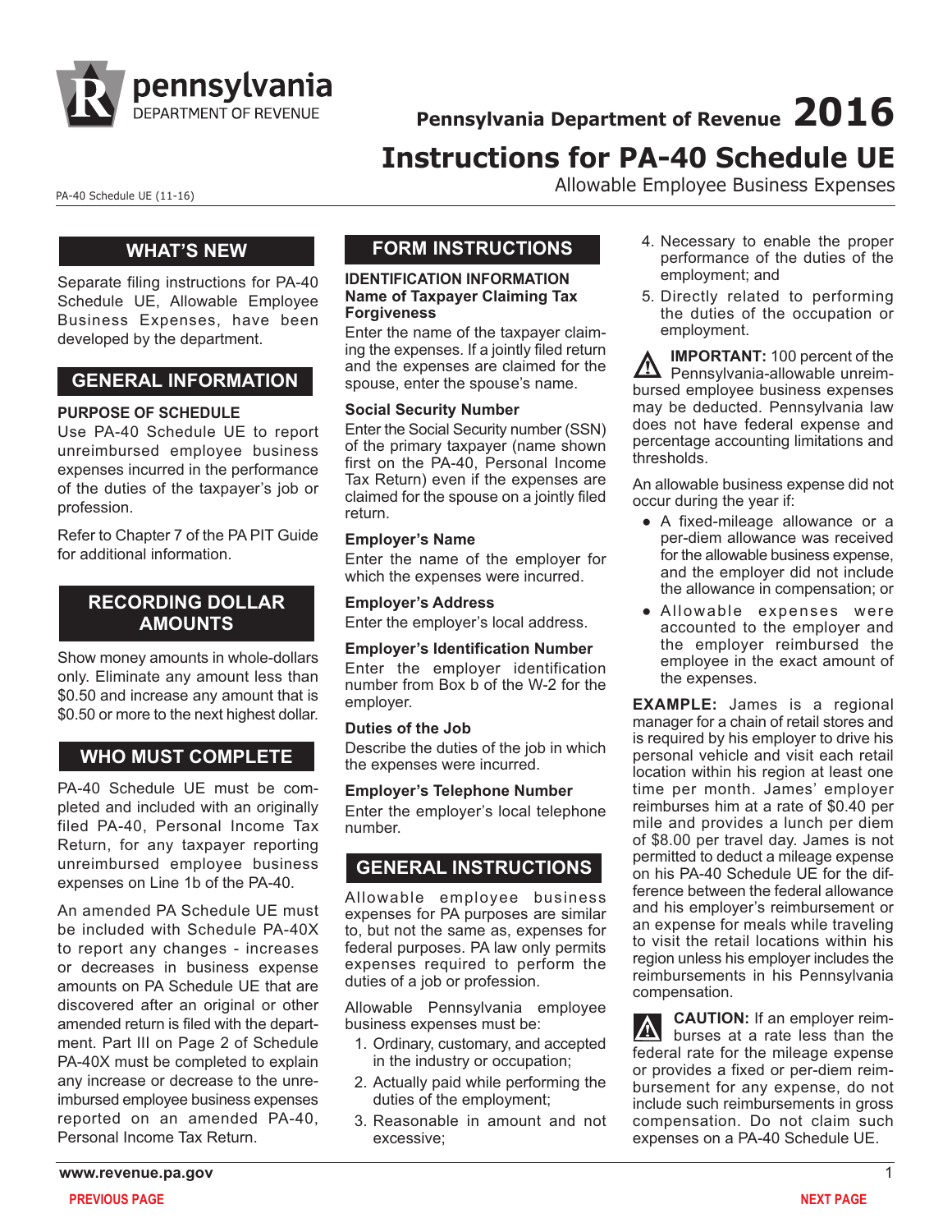# Pennsylvania Department of Revenue 2016

# Instructions for PA-40 Schedule UE

Allowable Employee Business Expenses

PA-40 Schedule UE (11-16)

## WHAT'S NEW

Separate filing instructions for PA-40 Schedule UE, Allowable Employee Business Expenses, have been developed by the department.

## GENERAL INFORMATION

**PURPOSE OF SCHEDULE**

Use PA-40 Schedule UE to report unreimbursed employee business expenses incurred in the performance of the duties of the taxpayer's job or profession.

Refer to Chapter 7 of the PA PIT Guide for additional information.

## RECORDING DOLLAR AMOUNTS

Show money amounts in whole-dollars only. Eliminate any amount less than $0.50 and increase any amount that is $0.50 or more to the next highest dollar.

## WHO MUST COMPLETE

PA-40 Schedule UE must be completed and included with an originally filed PA-40, Personal Income Tax Return, for any taxpayer reporting unreimbursed employee business expenses on Line 1b of the PA-40.

An amended PA Schedule UE must be included with Schedule PA-40X to report any changes - increases or decreases in business expense amounts on PA Schedule UE that are discovered after an original or other amended return is filed with the department. Part III on Page 2 of Schedule PA-40X must be completed to explain any increase or decrease to the unreimbursed employee business expenses reported on an amended PA-40, Personal Income Tax Return.

## FORM INSTRUCTIONS

**IDENTIFICATION INFORMATION**

**Name of Taxpayer Claiming Tax Forgiveness**

Enter the name of the taxpayer claiming the expenses. If a jointly filed return and the expenses are claimed for the spouse, enter the spouse's name.

**Social Security Number**

Enter the Social Security number (SSN) of the primary taxpayer (name shown first on the PA-40, Personal Income Tax Return) even if the expenses are claimed for the spouse on a jointly filed return.

**Employer's Name**

Enter the name of the employer for which the expenses were incurred.

**Employer's Address**

Enter the employer's local address.

**Employer's Identification Number**

Enter the employer identification number from Box b of the W-2 for the employer.

**Duties of the Job**

Describe the duties of the job in which the expenses were incurred.

**Employer's Telephone Number**

Enter the employer's local telephone number.

## GENERAL INSTRUCTIONS

Allowable employee business expenses for PA purposes are similar to, but not the same as, expenses for federal purposes. PA law only permits expenses required to perform the duties of a job or profession.

Allowable Pennsylvania employee business expenses must be:

1. Ordinary, customary, and accepted in the industry or occupation;
2. Actually paid while performing the duties of the employment;
3. Reasonable in amount and not excessive;
4. Necessary to enable the proper performance of the duties of the employment; and
5. Directly related to performing the duties of the occupation or employment.

**IMPORTANT:** 100 percent of the Pennsylvania-allowable unreimbursed employee business expenses may be deducted. Pennsylvania law does not have federal expense and percentage accounting limitations and thresholds.

An allowable business expense did not occur during the year if:

- A fixed-mileage allowance or a per-diem allowance was received for the allowable business expense, and the employer did not include the allowance in compensation; or
- Allowable expenses were accounted to the employer and the employer reimbursed the employee in the exact amount of the expenses.

**EXAMPLE:** James is a regional manager for a chain of retail stores and is required by his employer to drive his personal vehicle and visit each retail location within his region at least one time per month. James' employer reimburses him at a rate of $0.40 per mile and provides a lunch per diem of $8.00 per travel day. James is not permitted to deduct a mileage expense on his PA-40 Schedule UE for the difference between the federal allowance and his employer's reimbursement or an expense for meals while traveling to visit the retail locations within his region unless his employer includes the reimbursements in his Pennsylvania compensation.

**CAUTION:** If an employer reimburses at a rate less than the federal rate for the mileage expense or provides a fixed or per-diem reimbursement for any expense, do not include such reimbursements in gross compensation. Do not claim such expenses on a PA-40 Schedule UE.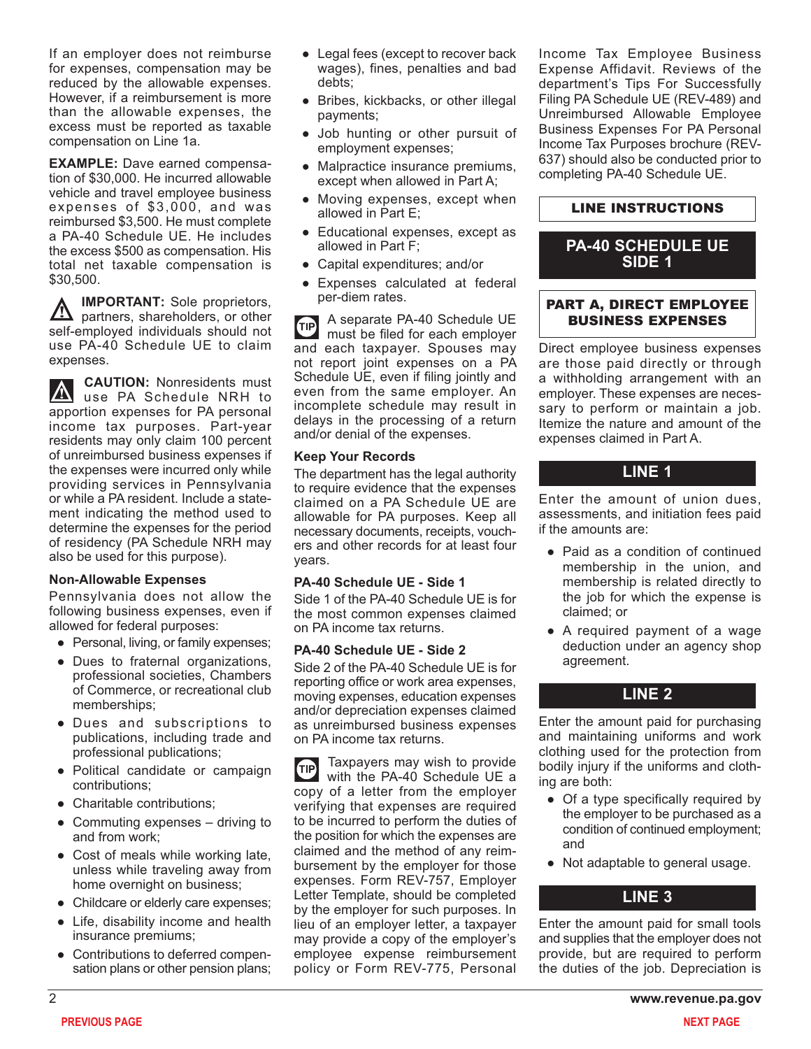If an employer does not reimburse for expenses, compensation may be reduced by the allowable expenses. However, if a reimbursement is more than the allowable expenses, the excess must be reported as taxable compensation on Line 1a.

**EXAMPLE:** Dave earned compensation of $30,000. He incurred allowable vehicle and travel employee business expenses of $3,000, and was reimbursed $3,500. He must complete a PA-40 Schedule UE. He includes the excess $500 as compensation. His total net taxable compensation is $30,500.

**IMPORTANT:** Sole proprietors, partners, shareholders, or other self-employed individuals should not use PA-40 Schedule UE to claim expenses.

**CAUTION:** Nonresidents must use PA Schedule NRH to apportion expenses for PA personal income tax purposes. Part-year residents may only claim 100 percent of unreimbursed business expenses if the expenses were incurred only while providing services in Pennsylvania or while a PA resident. Include a statement indicating the method used to determine the expenses for the period of residency (PA Schedule NRH may also be used for this purpose).

### Non-Allowable Expenses

Pennsylvania does not allow the following business expenses, even if allowed for federal purposes:

- Personal, living, or family expenses;
- Dues to fraternal organizations, professional societies, Chambers of Commerce, or recreational club memberships;
- Dues and subscriptions to publications, including trade and professional publications;
- Political candidate or campaign contributions;
- Charitable contributions;
- Commuting expenses – driving to and from work;
- Cost of meals while working late, unless while traveling away from home overnight on business;
- Childcare or elderly care expenses;
- Life, disability income and health insurance premiums;
- Contributions to deferred compensation plans or other pension plans;
- Legal fees (except to recover back wages), fines, penalties and bad debts;
- Bribes, kickbacks, or other illegal payments;
- Job hunting or other pursuit of employment expenses;
- Malpractice insurance premiums, except when allowed in Part A;
- Moving expenses, except when allowed in Part E;
- Educational expenses, except as allowed in Part F;
- Capital expenditures; and/or
- Expenses calculated at federal per-diem rates.

**TIP** A separate PA-40 Schedule UE must be filed for each employer and each taxpayer. Spouses may not report joint expenses on a PA Schedule UE, even if filing jointly and even from the same employer. An incomplete schedule may result in delays in the processing of a return and/or denial of the expenses.

### Keep Your Records

The department has the legal authority to require evidence that the expenses claimed on a PA Schedule UE are allowable for PA purposes. Keep all necessary documents, receipts, vouchers and other records for at least four years.

### PA-40 Schedule UE - Side 1

Side 1 of the PA-40 Schedule UE is for the most common expenses claimed on PA income tax returns.

### PA-40 Schedule UE - Side 2

Side 2 of the PA-40 Schedule UE is for reporting office or work area expenses, moving expenses, education expenses and/or depreciation expenses claimed as unreimbursed business expenses on PA income tax returns.

**TIP** Taxpayers may wish to provide with the PA-40 Schedule UE a copy of a letter from the employer verifying that expenses are required to be incurred to perform the duties of the position for which the expenses are claimed and the method of any reimbursement by the employer for those expenses. Form REV-757, Employer Letter Template, should be completed by the employer for such purposes. In lieu of an employer letter, a taxpayer may provide a copy of the employer's employee expense reimbursement policy or Form REV-775, Personal Income Tax Employee Business Expense Affidavit. Reviews of the department's Tips For Successfully Filing PA Schedule UE (REV-489) and Unreimbursed Allowable Employee Business Expenses For PA Personal Income Tax Purposes brochure (REV-637) should also be conducted prior to completing PA-40 Schedule UE.

## LINE INSTRUCTIONS

## PA-40 SCHEDULE UE SIDE 1

### PART A, DIRECT EMPLOYEE BUSINESS EXPENSES

Direct employee business expenses are those paid directly or through a withholding arrangement with an employer. These expenses are necessary to perform or maintain a job. Itemize the nature and amount of the expenses claimed in Part A.

### LINE 1

Enter the amount of union dues, assessments, and initiation fees paid if the amounts are:

- Paid as a condition of continued membership in the union, and membership is related directly to the job for which the expense is claimed; or
- A required payment of a wage deduction under an agency shop agreement.

### LINE 2

Enter the amount paid for purchasing and maintaining uniforms and work clothing used for the protection from bodily injury if the uniforms and clothing are both:

- Of a type specifically required by the employer to be purchased as a condition of continued employment; and
- Not adaptable to general usage.

### LINE 3

Enter the amount paid for small tools and supplies that the employer does not provide, but are required to perform the duties of the job. Depreciation is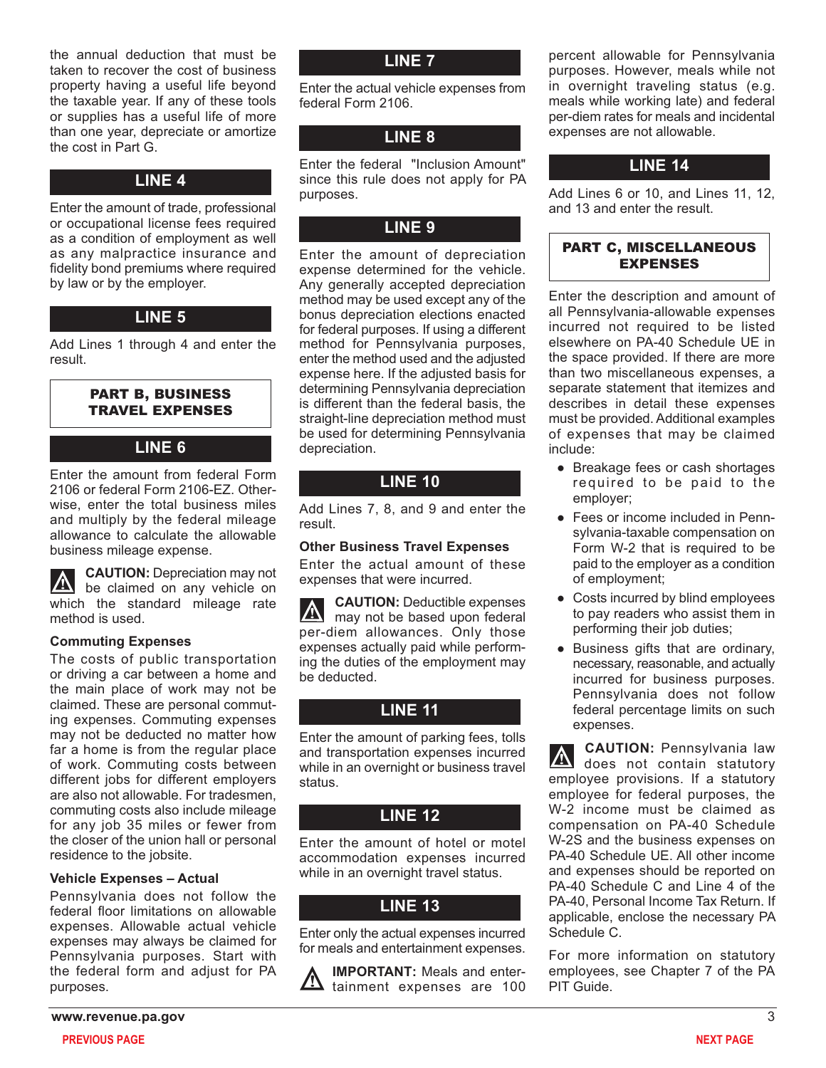the annual deduction that must be taken to recover the cost of business property having a useful life beyond the taxable year. If any of these tools or supplies has a useful life of more than one year, depreciate or amortize the cost in Part G.

## LINE 4

Enter the amount of trade, professional or occupational license fees required as a condition of employment as well as any malpractice insurance and fidelity bond premiums where required by law or by the employer.

## LINE 5

Add Lines 1 through 4 and enter the result.

# PART B, BUSINESS TRAVEL EXPENSES

## LINE 6

Enter the amount from federal Form 2106 or federal Form 2106-EZ. Otherwise, enter the total business miles and multiply by the federal mileage allowance to calculate the allowable business mileage expense.

**CAUTION:** Depreciation may not be claimed on any vehicle on which the standard mileage rate method is used.

### Commuting Expenses

The costs of public transportation or driving a car between a home and the main place of work may not be claimed. These are personal commuting expenses. Commuting expenses may not be deducted no matter how far a home is from the regular place of work. Commuting costs between different jobs for different employers are also not allowable. For tradesmen, commuting costs also include mileage for any job 35 miles or fewer from the closer of the union hall or personal residence to the jobsite.

### Vehicle Expenses – Actual

Pennsylvania does not follow the federal floor limitations on allowable expenses. Allowable actual vehicle expenses may always be claimed for Pennsylvania purposes. Start with the federal form and adjust for PA purposes.

## LINE 7

Enter the actual vehicle expenses from federal Form 2106.

## LINE 8

Enter the federal "Inclusion Amount" since this rule does not apply for PA purposes.

## LINE 9

Enter the amount of depreciation expense determined for the vehicle. Any generally accepted depreciation method may be used except any of the bonus depreciation elections enacted for federal purposes. If using a different method for Pennsylvania purposes, enter the method used and the adjusted expense here. If the adjusted basis for determining Pennsylvania depreciation is different than the federal basis, the straight-line depreciation method must be used for determining Pennsylvania depreciation.

## LINE 10

Add Lines 7, 8, and 9 and enter the result.

### Other Business Travel Expenses

Enter the actual amount of these expenses that were incurred.

**CAUTION:** Deductible expenses may not be based upon federal per-diem allowances. Only those expenses actually paid while performing the duties of the employment may be deducted.

## LINE 11

Enter the amount of parking fees, tolls and transportation expenses incurred while in an overnight or business travel status.

## LINE 12

Enter the amount of hotel or motel accommodation expenses incurred while in an overnight travel status.

## LINE 13

Enter only the actual expenses incurred for meals and entertainment expenses.

**IMPORTANT:** Meals and entertainment expenses are 100 percent allowable for Pennsylvania purposes. However, meals while not in overnight traveling status (e.g. meals while working late) and federal per-diem rates for meals and incidental expenses are not allowable.

## LINE 14

Add Lines 6 or 10, and Lines 11, 12, and 13 and enter the result.

# PART C, MISCELLANEOUS EXPENSES

Enter the description and amount of all Pennsylvania-allowable expenses incurred not required to be listed elsewhere on PA-40 Schedule UE in the space provided. If there are more than two miscellaneous expenses, a separate statement that itemizes and describes in detail these expenses must be provided. Additional examples of expenses that may be claimed include:

- Breakage fees or cash shortages required to be paid to the employer;
- Fees or income included in Pennsylvania-taxable compensation on Form W-2 that is required to be paid to the employer as a condition of employment;
- Costs incurred by blind employees to pay readers who assist them in performing their job duties;
- Business gifts that are ordinary, necessary, reasonable, and actually incurred for business purposes. Pennsylvania does not follow federal percentage limits on such expenses.

**CAUTION:** Pennsylvania law does not contain statutory employee provisions. If a statutory employee for federal purposes, the W-2 income must be claimed as compensation on PA-40 Schedule W-2S and the business expenses on PA-40 Schedule UE. All other income and expenses should be reported on PA-40 Schedule C and Line 4 of the PA-40, Personal Income Tax Return. If applicable, enclose the necessary PA Schedule C.

For more information on statutory employees, see Chapter 7 of the PA PIT Guide.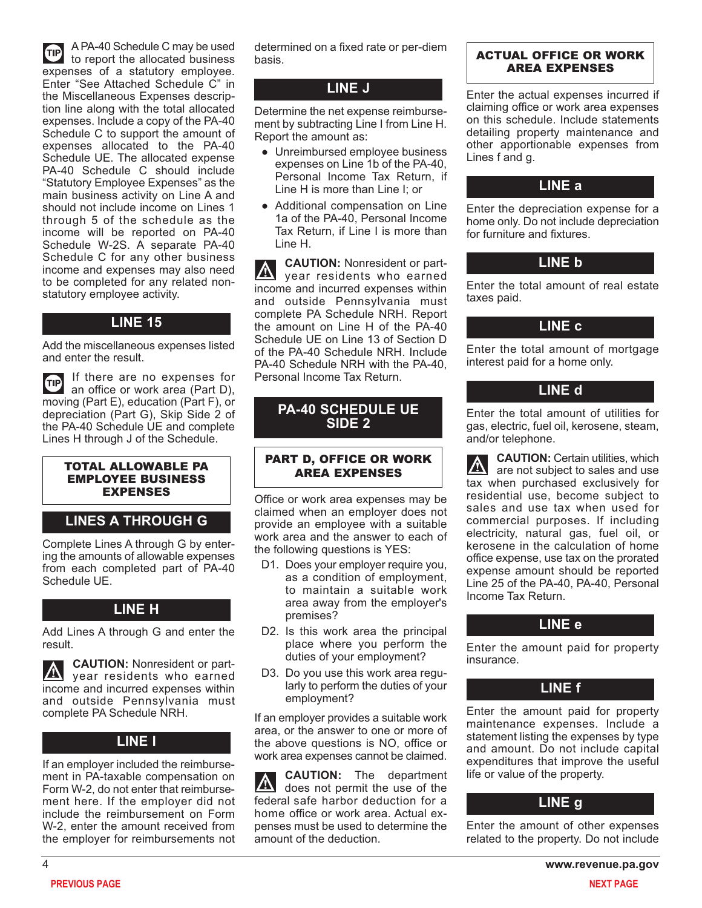**TIP** A PA-40 Schedule C may be used to report the allocated business expenses of a statutory employee. Enter "See Attached Schedule C" in the Miscellaneous Expenses description line along with the total allocated expenses. Include a copy of the PA-40 Schedule C to support the amount of expenses allocated to the PA-40 Schedule UE. The allocated expense PA-40 Schedule C should include "Statutory Employee Expenses" as the main business activity on Line A and should not include income on Lines 1 through 5 of the schedule as the income will be reported on PA-40 Schedule W-2S. A separate PA-40 Schedule C for any other business income and expenses may also need to be completed for any related non-statutory employee activity.

## LINE 15

Add the miscellaneous expenses listed and enter the result.

**TIP** If there are no expenses for an office or work area (Part D), moving (Part E), education (Part F), or depreciation (Part G), Skip Side 2 of the PA-40 Schedule UE and complete Lines H through J of the Schedule.

## TOTAL ALLOWABLE PA EMPLOYEE BUSINESS EXPENSES

## LINES A THROUGH G

Complete Lines A through G by entering the amounts of allowable expenses from each completed part of PA-40 Schedule UE.

## LINE H

Add Lines A through G and enter the result.

**CAUTION:** Nonresident or part-year residents who earned income and incurred expenses within and outside Pennsylvania must complete PA Schedule NRH.

## LINE I

If an employer included the reimbursement in PA-taxable compensation on Form W-2, do not enter that reimbursement here. If the employer did not include the reimbursement on Form W-2, enter the amount received from the employer for reimbursements not determined on a fixed rate or per-diem basis.

## LINE J

Determine the net expense reimbursement by subtracting Line I from Line H. Report the amount as:

- Unreimbursed employee business expenses on Line 1b of the PA-40, Personal Income Tax Return, if Line H is more than Line I; or
- Additional compensation on Line 1a of the PA-40, Personal Income Tax Return, if Line I is more than Line H.

**CAUTION:** Nonresident or part-year residents who earned income and incurred expenses within and outside Pennsylvania must complete PA Schedule NRH. Report the amount on Line H of the PA-40 Schedule UE on Line 13 of Section D of the PA-40 Schedule NRH. Include PA-40 Schedule NRH with the PA-40, Personal Income Tax Return.

## PA-40 SCHEDULE UE SIDE 2

## PART D, OFFICE OR WORK AREA EXPENSES

Office or work area expenses may be claimed when an employer does not provide an employee with a suitable work area and the answer to each of the following questions is YES:

D1. Does your employer require you, as a condition of employment, to maintain a suitable work area away from the employer's premises?

D2. Is this work area the principal place where you perform the duties of your employment?

D3. Do you use this work area regularly to perform the duties of your employment?

If an employer provides a suitable work area, or the answer to one or more of the above questions is NO, office or work area expenses cannot be claimed.

**CAUTION:** The department does not permit the use of the federal safe harbor deduction for a home office or work area. Actual expenses must be used to determine the amount of the deduction.

## ACTUAL OFFICE OR WORK AREA EXPENSES

Enter the actual expenses incurred if claiming office or work area expenses on this schedule. Include statements detailing property maintenance and other apportionable expenses from Lines f and g.

## LINE a

Enter the depreciation expense for a home only. Do not include depreciation for furniture and fixtures.

## LINE b

Enter the total amount of real estate taxes paid.

## LINE c

Enter the total amount of mortgage interest paid for a home only.

## LINE d

Enter the total amount of utilities for gas, electric, fuel oil, kerosene, steam, and/or telephone.

**CAUTION:** Certain utilities, which are not subject to sales and use tax when purchased exclusively for residential use, become subject to sales and use tax when used for commercial purposes. If including electricity, natural gas, fuel oil, or kerosene in the calculation of home office expense, use tax on the prorated expense amount should be reported Line 25 of the PA-40, PA-40, Personal Income Tax Return.

## LINE e

Enter the amount paid for property insurance.

## LINE f

Enter the amount paid for property maintenance expenses. Include a statement listing the expenses by type and amount. Do not include capital expenditures that improve the useful life or value of the property.

## LINE g

Enter the amount of other expenses related to the property. Do not include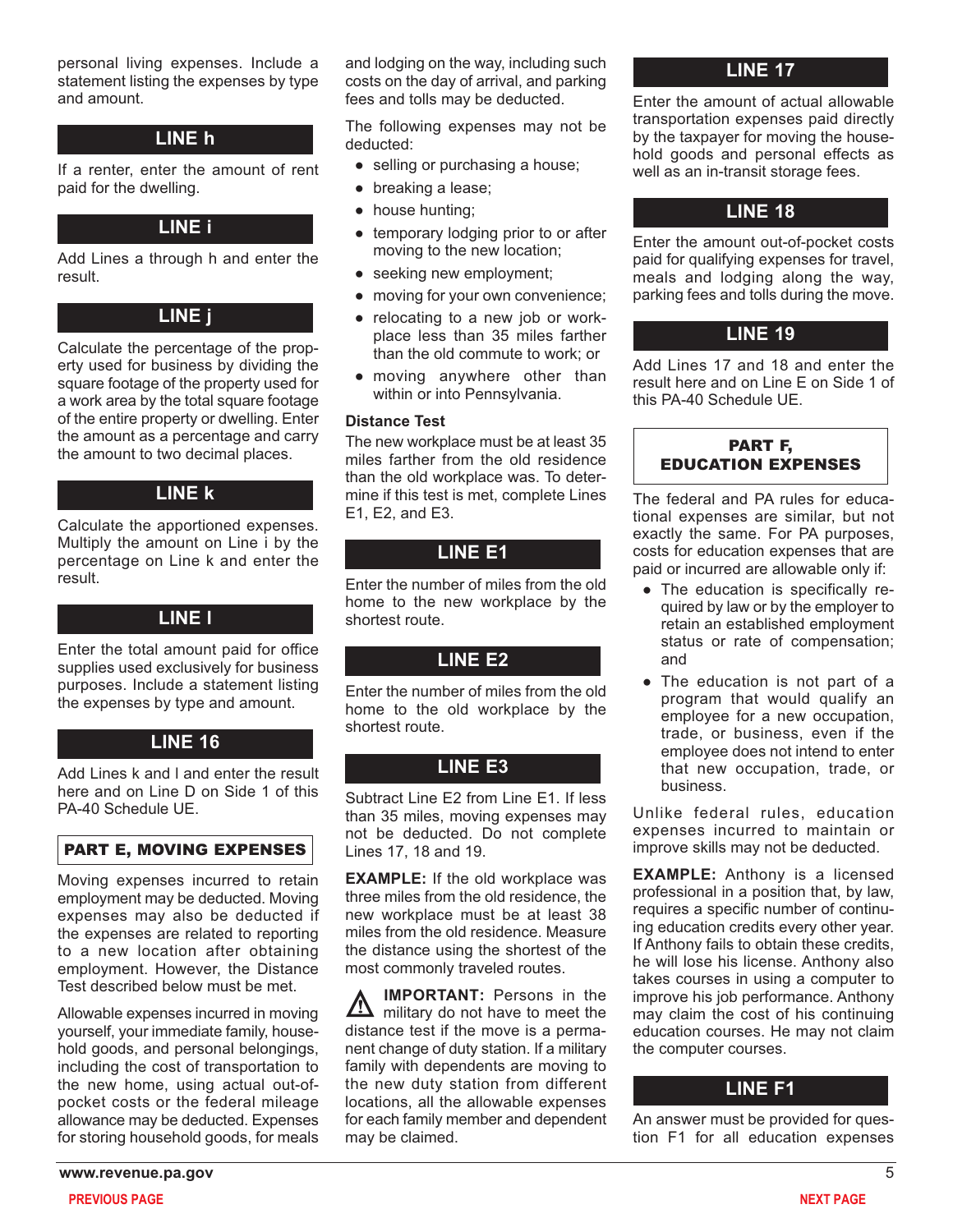personal living expenses. Include a statement listing the expenses by type and amount.

## LINE h

If a renter, enter the amount of rent paid for the dwelling.

## LINE i

Add Lines a through h and enter the result.

## LINE j

Calculate the percentage of the property used for business by dividing the square footage of the property used for a work area by the total square footage of the entire property or dwelling. Enter the amount as a percentage and carry the amount to two decimal places.

## LINE k

Calculate the apportioned expenses. Multiply the amount on Line i by the percentage on Line k and enter the result.

## LINE l

Enter the total amount paid for office supplies used exclusively for business purposes. Include a statement listing the expenses by type and amount.

## LINE 16

Add Lines k and l and enter the result here and on Line D on Side 1 of this PA-40 Schedule UE.

## PART E, MOVING EXPENSES

Moving expenses incurred to retain employment may be deducted. Moving expenses may also be deducted if the expenses are related to reporting to a new location after obtaining employment. However, the Distance Test described below must be met.

Allowable expenses incurred in moving yourself, your immediate family, household goods, and personal belongings, including the cost of transportation to the new home, using actual out-of-pocket costs or the federal mileage allowance may be deducted. Expenses for storing household goods, for meals and lodging on the way, including such costs on the day of arrival, and parking fees and tolls may be deducted.

The following expenses may not be deducted:

- selling or purchasing a house;
- breaking a lease;
- house hunting;
- temporary lodging prior to or after moving to the new location;
- seeking new employment;
- moving for your own convenience;
- relocating to a new job or workplace less than 35 miles farther than the old commute to work; or
- moving anywhere other than within or into Pennsylvania.

**Distance Test**

The new workplace must be at least 35 miles farther from the old residence than the old workplace was. To determine if this test is met, complete Lines E1, E2, and E3.

## LINE E1

Enter the number of miles from the old home to the new workplace by the shortest route.

## LINE E2

Enter the number of miles from the old home to the old workplace by the shortest route.

## LINE E3

Subtract Line E2 from Line E1. If less than 35 miles, moving expenses may not be deducted. Do not complete Lines 17, 18 and 19.

**EXAMPLE:** If the old workplace was three miles from the old residence, the new workplace must be at least 38 miles from the old residence. Measure the distance using the shortest of the most commonly traveled routes.

**IMPORTANT:** Persons in the military do not have to meet the distance test if the move is a permanent change of duty station. If a military family with dependents are moving to the new duty station from different locations, all the allowable expenses for each family member and dependent may be claimed.

## LINE 17

Enter the amount of actual allowable transportation expenses paid directly by the taxpayer for moving the household goods and personal effects as well as an in-transit storage fees.

## LINE 18

Enter the amount out-of-pocket costs paid for qualifying expenses for travel, meals and lodging along the way, parking fees and tolls during the move.

## LINE 19

Add Lines 17 and 18 and enter the result here and on Line E on Side 1 of this PA-40 Schedule UE.

## PART F, EDUCATION EXPENSES

The federal and PA rules for educational expenses are similar, but not exactly the same. For PA purposes, costs for education expenses that are paid or incurred are allowable only if:

- The education is specifically required by law or by the employer to retain an established employment status or rate of compensation; and
- The education is not part of a program that would qualify an employee for a new occupation, trade, or business, even if the employee does not intend to enter that new occupation, trade, or business.

Unlike federal rules, education expenses incurred to maintain or improve skills may not be deducted.

**EXAMPLE:** Anthony is a licensed professional in a position that, by law, requires a specific number of continuing education credits every other year. If Anthony fails to obtain these credits, he will lose his license. Anthony also takes courses in using a computer to improve his job performance. Anthony may claim the cost of his continuing education courses. He may not claim the computer courses.

## LINE F1

An answer must be provided for question F1 for all education expenses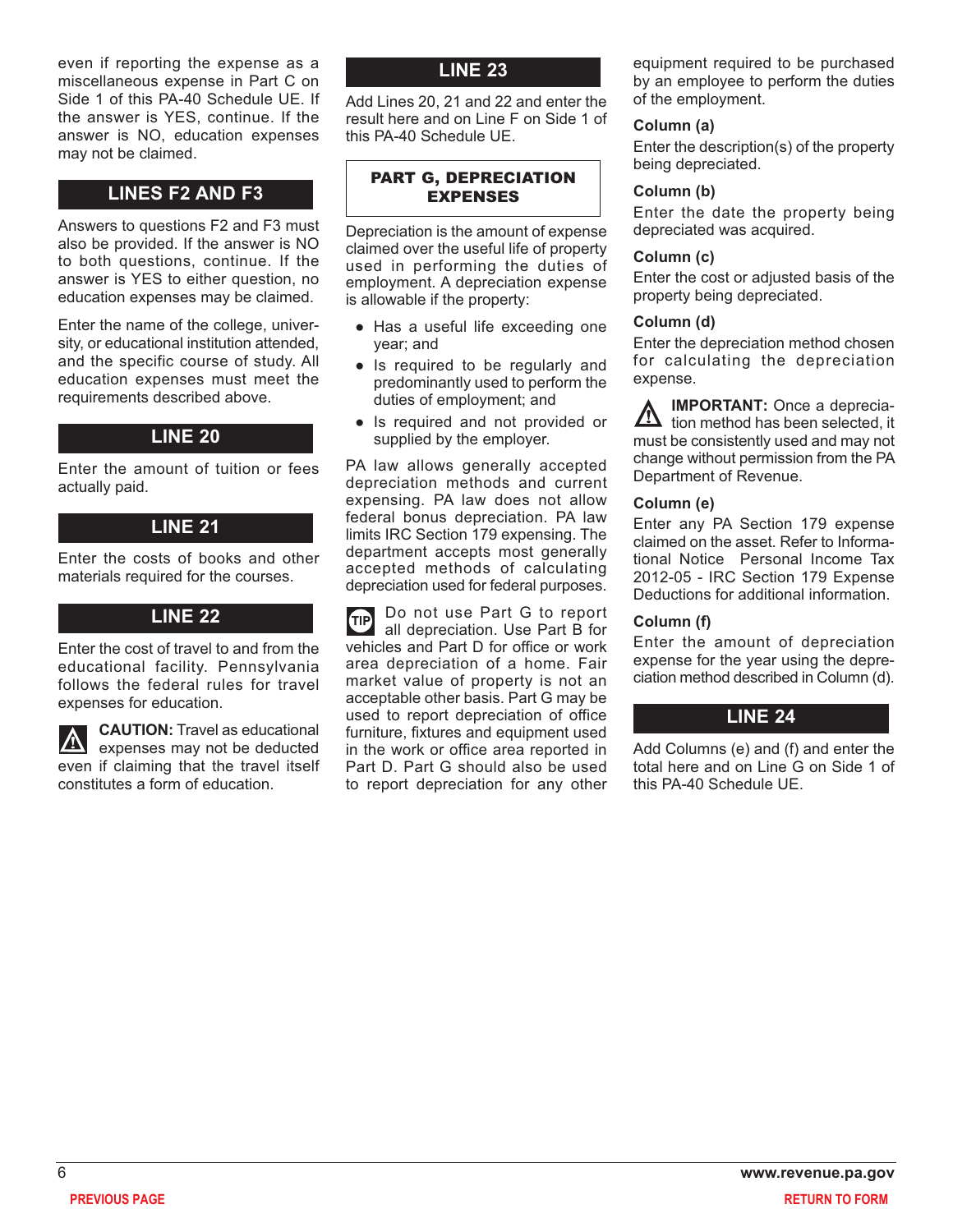even if reporting the expense as a miscellaneous expense in Part C on Side 1 of this PA-40 Schedule UE. If the answer is YES, continue. If the answer is NO, education expenses may not be claimed.

## LINES F2 AND F3

Answers to questions F2 and F3 must also be provided. If the answer is NO to both questions, continue. If the answer is YES to either question, no education expenses may be claimed.

Enter the name of the college, university, or educational institution attended, and the specific course of study. All education expenses must meet the requirements described above.

## LINE 20

Enter the amount of tuition or fees actually paid.

## LINE 21

Enter the costs of books and other materials required for the courses.

## LINE 22

Enter the cost of travel to and from the educational facility. Pennsylvania follows the federal rules for travel expenses for education.

**CAUTION:** Travel as educational expenses may not be deducted even if claiming that the travel itself constitutes a form of education.

## LINE 23

Add Lines 20, 21 and 22 and enter the result here and on Line F on Side 1 of this PA-40 Schedule UE.

## PART G, DEPRECIATION EXPENSES

Depreciation is the amount of expense claimed over the useful life of property used in performing the duties of employment. A depreciation expense is allowable if the property:

- Has a useful life exceeding one year; and
- Is required to be regularly and predominantly used to perform the duties of employment; and
- Is required and not provided or supplied by the employer.

PA law allows generally accepted depreciation methods and current expensing. PA law does not allow federal bonus depreciation. PA law limits IRC Section 179 expensing. The department accepts most generally accepted methods of calculating depreciation used for federal purposes.

TIP Do not use Part G to report all depreciation. Use Part B for vehicles and Part D for office or work area depreciation of a home. Fair market value of property is not an acceptable other basis. Part G may be used to report depreciation of office furniture, fixtures and equipment used in the work or office area reported in Part D. Part G should also be used to report depreciation for any other equipment required to be purchased by an employee to perform the duties of the employment.

### Column (a)

Enter the description(s) of the property being depreciated.

### Column (b)

Enter the date the property being depreciated was acquired.

### Column (c)

Enter the cost or adjusted basis of the property being depreciated.

### Column (d)

Enter the depreciation method chosen for calculating the depreciation expense.

**IMPORTANT:** Once a depreciation method has been selected, it must be consistently used and may not change without permission from the PA Department of Revenue.

### Column (e)

Enter any PA Section 179 expense claimed on the asset. Refer to Informational Notice Personal Income Tax 2012-05 - IRC Section 179 Expense Deductions for additional information.

### Column (f)

Enter the amount of depreciation expense for the year using the depreciation method described in Column (d).

## LINE 24

Add Columns (e) and (f) and enter the total here and on Line G on Side 1 of this PA-40 Schedule UE.